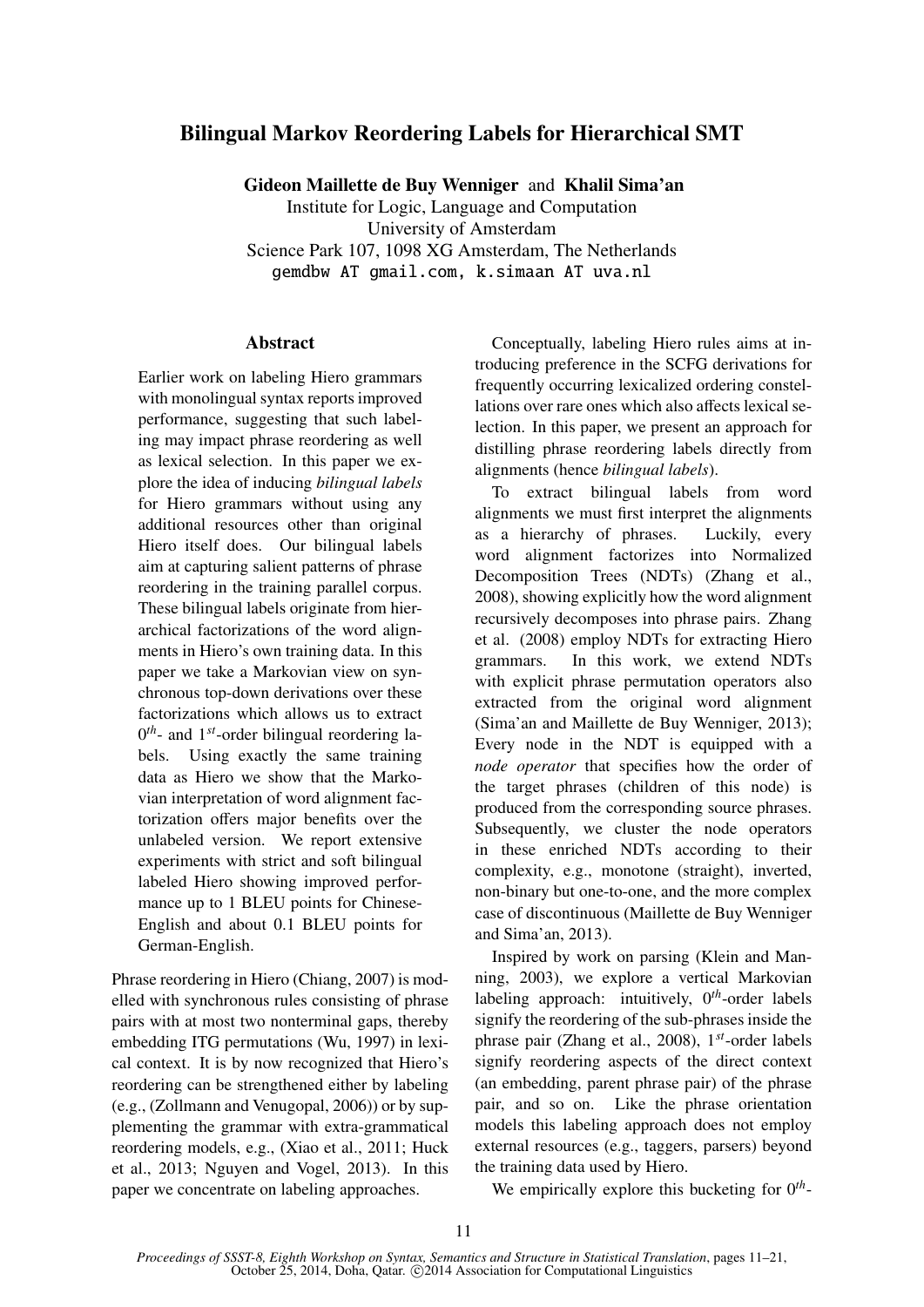# Bilingual Markov Reordering Labels for Hierarchical SMT

**Gideon Maillette de Buy Wenniger** and **Khalil Sima'an**
Institute for Logic, Language and Computation
University of Amsterdam
Science Park 107, 1098 XG Amsterdam, The Netherlands
gemdbw AT gmail.com, k.simaan AT uva.nl

## Abstract

Earlier work on labeling Hiero grammars with monolingual syntax reports improved performance, suggesting that such labeling may impact phrase reordering as well as lexical selection. In this paper we explore the idea of inducing *bilingual labels* for Hiero grammars without using any additional resources other than original Hiero itself does. Our bilingual labels aim at capturing salient patterns of phrase reordering in the training parallel corpus. These bilingual labels originate from hierarchical factorizations of the word alignments in Hiero's own training data. In this paper we take a Markovian view on synchronous top-down derivations over these factorizations which allows us to extract $0^{th}$- and $1^{st}$-order bilingual reordering labels. Using exactly the same training data as Hiero we show that the Markovian interpretation of word alignment factorization offers major benefits over the unlabeled version. We report extensive experiments with strict and soft bilingual labeled Hiero showing improved performance up to 1 BLEU points for Chinese-English and about 0.1 BLEU points for German-English.

Phrase reordering in Hiero (Chiang, 2007) is modelled with synchronous rules consisting of phrase pairs with at most two nonterminal gaps, thereby embedding ITG permutations (Wu, 1997) in lexical context. It is by now recognized that Hiero's reordering can be strengthened either by labeling (e.g., (Zollmann and Venugopal, 2006)) or by supplementing the grammar with extra-grammatical reordering models, e.g., (Xiao et al., 2011; Huck et al., 2013; Nguyen and Vogel, 2013). In this paper we concentrate on labeling approaches.

Conceptually, labeling Hiero rules aims at introducing preference in the SCFG derivations for frequently occurring lexicalized ordering constellations over rare ones which also affects lexical selection. In this paper, we present an approach for distilling phrase reordering labels directly from alignments (hence *bilingual labels*).

To extract bilingual labels from word alignments we must first interpret the alignments as a hierarchy of phrases. Luckily, every word alignment factorizes into Normalized Decomposition Trees (NDTs) (Zhang et al., 2008), showing explicitly how the word alignment recursively decomposes into phrase pairs. Zhang et al. (2008) employ NDTs for extracting Hiero grammars. In this work, we extend NDTs with explicit phrase permutation operators also extracted from the original word alignment (Sima'an and Maillette de Buy Wenniger, 2013); Every node in the NDT is equipped with a *node operator* that specifies how the order of the target phrases (children of this node) is produced from the corresponding source phrases. Subsequently, we cluster the node operators in these enriched NDTs according to their complexity, e.g., monotone (straight), inverted, non-binary but one-to-one, and the more complex case of discontinuous (Maillette de Buy Wenniger and Sima'an, 2013).

Inspired by work on parsing (Klein and Manning, 2003), we explore a vertical Markovian labeling approach: intuitively, $0^{th}$-order labels signify the reordering of the sub-phrases inside the phrase pair (Zhang et al., 2008), $1^{st}$-order labels signify reordering aspects of the direct context (an embedding, parent phrase pair) of the phrase pair, and so on. Like the phrase orientation models this labeling approach does not employ external resources (e.g., taggers, parsers) beyond the training data used by Hiero.

We empirically explore this bucketing for $0^{th}$-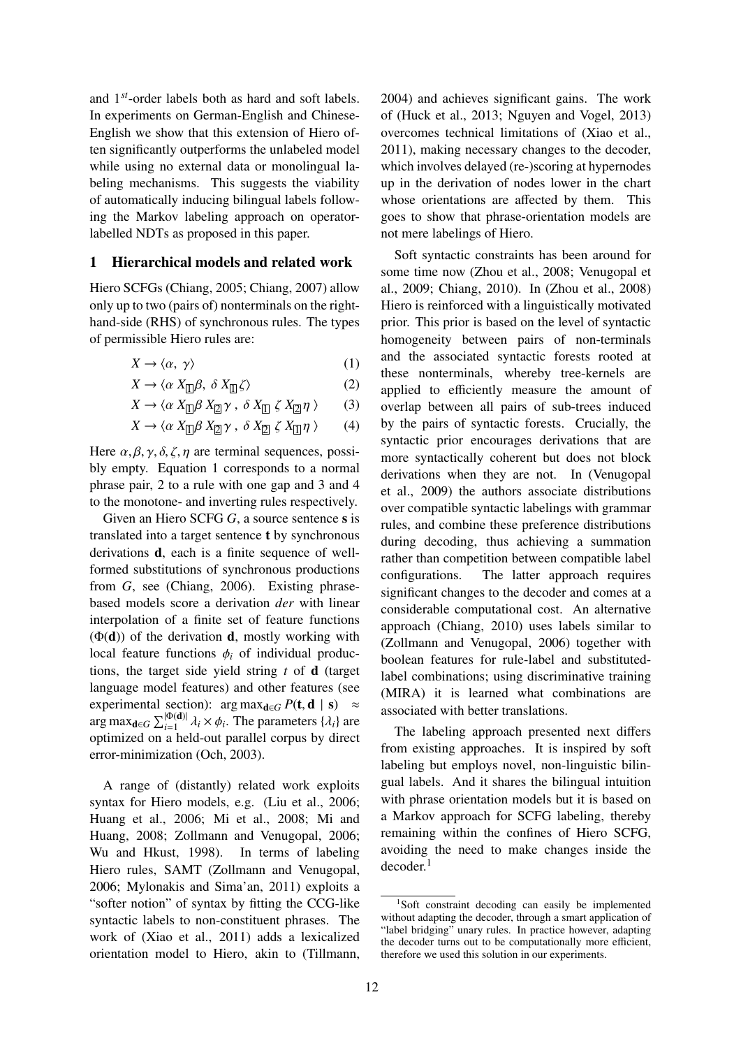and $1^{st}$-order labels both as hard and soft labels. In experiments on German-English and Chinese-English we show that this extension of Hiero often significantly outperforms the unlabeled model while using no external data or monolingual labeling mechanisms. This suggests the viability of automatically inducing bilingual labels following the Markov labeling approach on operator-labelled NDTs as proposed in this paper.

## 1 Hierarchical models and related work

Hiero SCFGs (Chiang, 2005; Chiang, 2007) allow only up to two (pairs of) nonterminals on the right-hand-side (RHS) of synchronous rules. The types of permissible Hiero rules are:

$$X \rightarrow \langle \alpha,\ \gamma \rangle \tag{1}$$

$$X \rightarrow \langle \alpha\ X_{\boxed{1}} \beta,\ \delta\ X_{\boxed{1}} \zeta \rangle \tag{2}$$

$$X \rightarrow \langle \alpha\ X_{\boxed{1}} \beta\ X_{\boxed{2}} \gamma\ ,\ \delta\ X_{\boxed{1}}\ \zeta\ X_{\boxed{2}} \eta\ \rangle \tag{3}$$

$$X \rightarrow \langle \alpha\ X_{\boxed{1}} \beta\ X_{\boxed{2}} \gamma\ ,\ \delta\ X_{\boxed{2}}\ \zeta\ X_{\boxed{1}} \eta\ \rangle \tag{4}$$

Here $\alpha, \beta, \gamma, \delta, \zeta, \eta$ are terminal sequences, possibly empty. Equation 1 corresponds to a normal phrase pair, 2 to a rule with one gap and 3 and 4 to the monotone- and inverting rules respectively.

Given an Hiero SCFG $G$, a source sentence $\mathbf{s}$ is translated into a target sentence $\mathbf{t}$ by synchronous derivations $\mathbf{d}$, each is a finite sequence of well-formed substitutions of synchronous productions from $G$, see (Chiang, 2006). Existing phrase-based models score a derivation *der* with linear interpolation of a finite set of feature functions ($\Phi(\mathbf{d})$) of the derivation $\mathbf{d}$, mostly working with local feature functions $\phi_i$ of individual productions, the target side yield string $t$ of $\mathbf{d}$ (target language model features) and other features (see experimental section): $\arg\max_{\mathbf{d} \in G} P(\mathbf{t}, \mathbf{d} \mid \mathbf{s}) \approx \arg\max_{\mathbf{d} \in G} \sum_{i=1}^{|\Phi(\mathbf{d})|} \lambda_i \times \phi_i$. The parameters $\{\lambda_i\}$ are optimized on a held-out parallel corpus by direct error-minimization (Och, 2003).

A range of (distantly) related work exploits syntax for Hiero models, e.g. (Liu et al., 2006; Huang et al., 2006; Mi et al., 2008; Mi and Huang, 2008; Zollmann and Venugopal, 2006; Wu and Hkust, 1998). In terms of labeling Hiero rules, SAMT (Zollmann and Venugopal, 2006; Mylonakis and Sima'an, 2011) exploits a "softer notion" of syntax by fitting the CCG-like syntactic labels to non-constituent phrases. The work of (Xiao et al., 2011) adds a lexicalized orientation model to Hiero, akin to (Tillmann, 2004) and achieves significant gains. The work of (Huck et al., 2013; Nguyen and Vogel, 2013) overcomes technical limitations of (Xiao et al., 2011), making necessary changes to the decoder, which involves delayed (re-)scoring at hypernodes up in the derivation of nodes lower in the chart whose orientations are affected by them. This goes to show that phrase-orientation models are not mere labelings of Hiero.

Soft syntactic constraints has been around for some time now (Zhou et al., 2008; Venugopal et al., 2009; Chiang, 2010). In (Zhou et al., 2008) Hiero is reinforced with a linguistically motivated prior. This prior is based on the level of syntactic homogeneity between pairs of non-terminals and the associated syntactic forests rooted at these nonterminals, whereby tree-kernels are applied to efficiently measure the amount of overlap between all pairs of sub-trees induced by the pairs of syntactic forests. Crucially, the syntactic prior encourages derivations that are more syntactically coherent but does not block derivations when they are not. In (Venugopal et al., 2009) the authors associate distributions over compatible syntactic labelings with grammar rules, and combine these preference distributions during decoding, thus achieving a summation rather than competition between compatible label configurations. The latter approach requires significant changes to the decoder and comes at a considerable computational cost. An alternative approach (Chiang, 2010) uses labels similar to (Zollmann and Venugopal, 2006) together with boolean features for rule-label and substituted-label combinations; using discriminative training (MIRA) it is learned what combinations are associated with better translations.

The labeling approach presented next differs from existing approaches. It is inspired by soft labeling but employs novel, non-linguistic bilingual labels. And it shares the bilingual intuition with phrase orientation models but it is based on a Markov approach for SCFG labeling, thereby remaining within the confines of Hiero SCFG, avoiding the need to make changes inside the decoder.[1]

[1] Soft constraint decoding can easily be implemented without adapting the decoder, through a smart application of "label bridging" unary rules. In practice however, adapting the decoder turns out to be computationally more efficient, therefore we used this solution in our experiments.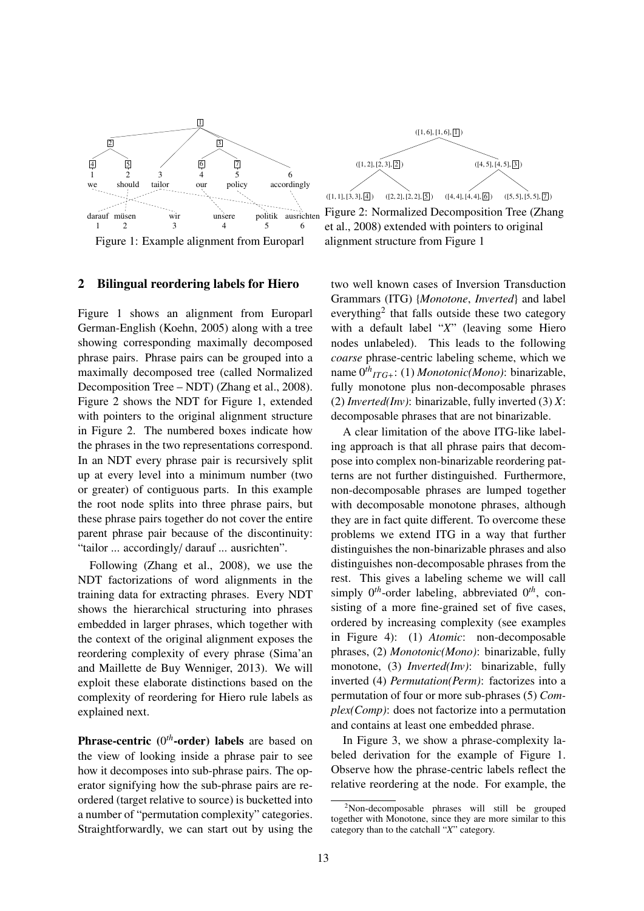Figure 1: Example alignment from Europarl

Figure 2: Normalized Decomposition Tree (Zhang et al., 2008) extended with pointers to original alignment structure from Figure 1

## 2 Bilingual reordering labels for Hiero

Figure 1 shows an alignment from Europarl German-English (Koehn, 2005) along with a tree showing corresponding maximally decomposed phrase pairs. Phrase pairs can be grouped into a maximally decomposed tree (called Normalized Decomposition Tree – NDT) (Zhang et al., 2008). Figure 2 shows the NDT for Figure 1, extended with pointers to the original alignment structure in Figure 2. The numbered boxes indicate how the phrases in the two representations correspond. In an NDT every phrase pair is recursively split up at every level into a minimum number (two or greater) of contiguous parts. In this example the root node splits into three phrase pairs, but these phrase pairs together do not cover the entire parent phrase pair because of the discontinuity: "tailor ... accordingly/ darauf ... ausrichten".

Following (Zhang et al., 2008), we use the NDT factorizations of word alignments in the training data for extracting phrases. Every NDT shows the hierarchical structuring into phrases embedded in larger phrases, which together with the context of the original alignment exposes the reordering complexity of every phrase (Sima'an and Maillette de Buy Wenniger, 2013). We will exploit these elaborate distinctions based on the complexity of reordering for Hiero rule labels as explained next.

**Phrase-centric ($0^{th}$-order) labels** are based on the view of looking inside a phrase pair to see how it decomposes into sub-phrase pairs. The operator signifying how the sub-phrase pairs are reordered (target relative to source) is bucketted into a number of "permutation complexity" categories. Straightforwardly, we can start out by using the two well known cases of Inversion Transduction Grammars (ITG) {*Monotone*, *Inverted*} and label everything[2] that falls outside these two category with a default label "*X*" (leaving some Hiero nodes unlabeled). This leads to the following *coarse* phrase-centric labeling scheme, which we name $0^{th}{}_{ITG+}$: (1) *Monotonic(Mono)*: binarizable, fully monotone plus non-decomposable phrases (2) *Inverted(Inv)*: binarizable, fully inverted (3) *X*: decomposable phrases that are not binarizable.

A clear limitation of the above ITG-like labeling approach is that all phrase pairs that decompose into complex non-binarizable reordering patterns are not further distinguished. Furthermore, non-decomposable phrases are lumped together with decomposable monotone phrases, although they are in fact quite different. To overcome these problems we extend ITG in a way that further distinguishes the non-binarizable phrases and also distinguishes non-decomposable phrases from the rest. This gives a labeling scheme we will call simply $0^{th}$-order labeling, abbreviated $0^{th}$, consisting of a more fine-grained set of five cases, ordered by increasing complexity (see examples in Figure 4): (1) *Atomic*: non-decomposable phrases, (2) *Monotonic(Mono)*: binarizable, fully monotone, (3) *Inverted(Inv)*: binarizable, fully inverted (4) *Permutation(Perm)*: factorizes into a permutation of four or more sub-phrases (5) *Complex(Comp)*: does not factorize into a permutation and contains at least one embedded phrase.

In Figure 3, we show a phrase-complexity labeled derivation for the example of Figure 1. Observe how the phrase-centric labels reflect the relative reordering at the node. For example, the

[2] Non-decomposable phrases will still be grouped together with Monotone, since they are more similar to this category than to the catchall "*X*" category.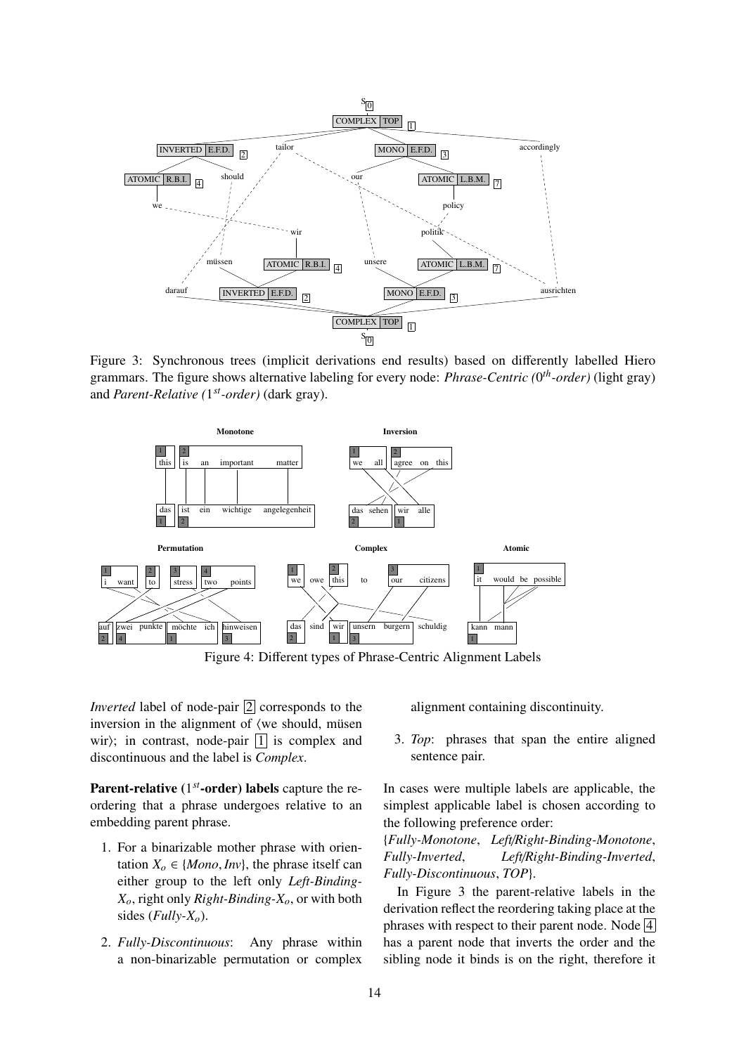Figure 3: Synchronous trees (implicit derivations end results) based on differently labelled Hiero grammars. The figure shows alternative labeling for every node: *Phrase-Centric ($0^{th}$-order)* (light gray) and *Parent-Relative ($1^{st}$-order)* (dark gray).

Figure 4: Different types of Phrase-Centric Alignment Labels

*Inverted* label of node-pair 2 corresponds to the inversion in the alignment of ⟨we should, müsen wir⟩; in contrast, node-pair 1 is complex and discontinuous and the label is *Complex*.

**Parent-relative ($1^{st}$-order) labels** capture the reordering that a phrase undergoes relative to an embedding parent phrase.

1. For a binarizable mother phrase with orientation $X_o \in \{Mono, Inv\}$, the phrase itself can either group to the left only *Left-Binding-$X_o$*, right only *Right-Binding-$X_o$*, or with both sides (*Fully-$X_o$*).
2. *Fully-Discontinuous*: Any phrase within a non-binarizable permutation or complex alignment containing discontinuity.
3. *Top*: phrases that span the entire aligned sentence pair.

In cases were multiple labels are applicable, the simplest applicable label is chosen according to the following preference order:
{*Fully-Monotone*, *Left/Right-Binding-Monotone*, *Fully-Inverted*, *Left/Right-Binding-Inverted*, *Fully-Discontinuous*, *TOP*}.

In Figure 3 the parent-relative labels in the derivation reflect the reordering taking place at the phrases with respect to their parent node. Node 4 has a parent node that inverts the order and the sibling node it binds is on the right, therefore it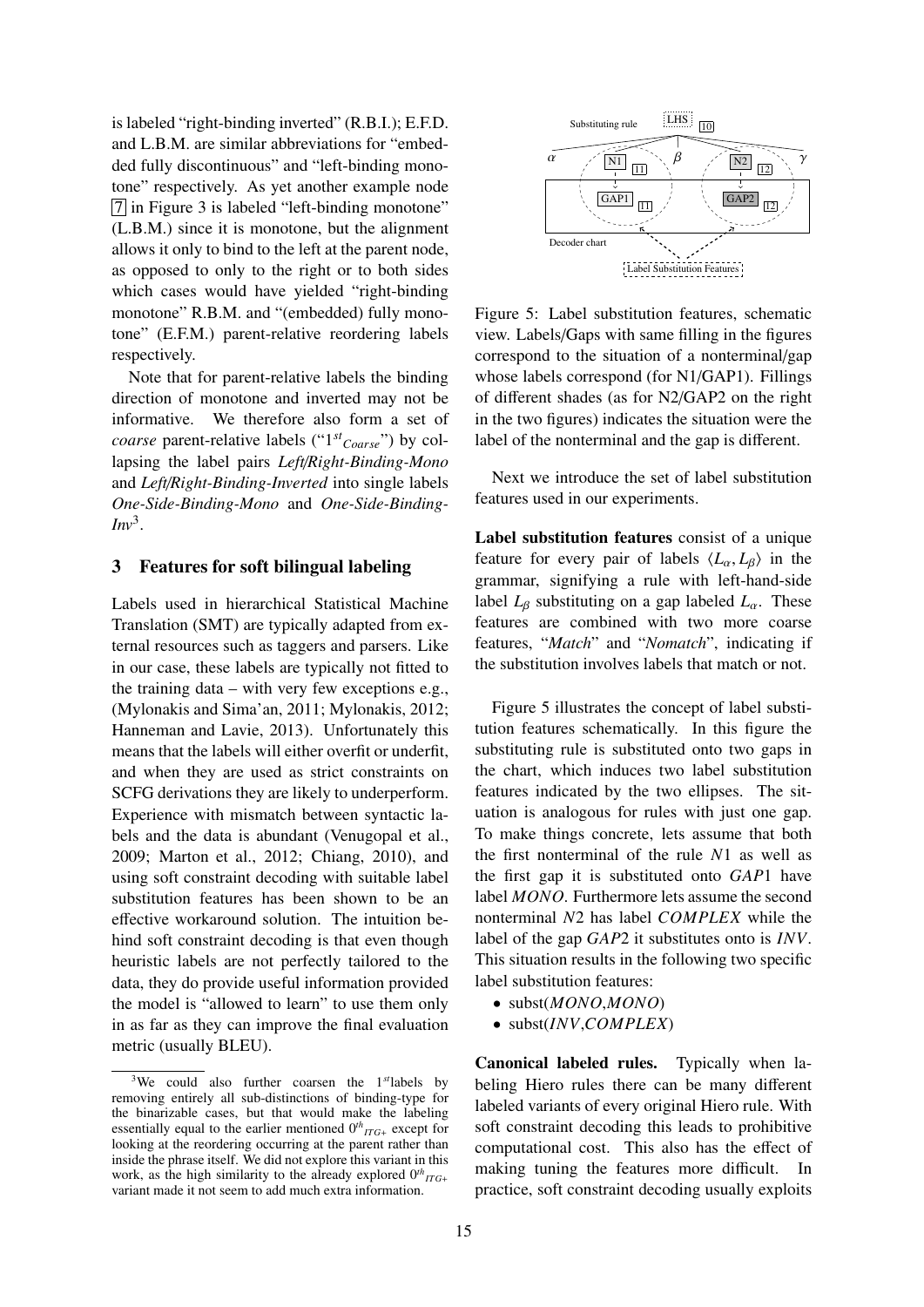is labeled "right-binding inverted" (R.B.I.); E.F.D. and L.B.M. are similar abbreviations for "embedded fully discontinuous" and "left-binding monotone" respectively. As yet another example node 7 in Figure 3 is labeled "left-binding monotone" (L.B.M.) since it is monotone, but the alignment allows it only to bind to the left at the parent node, as opposed to only to the right or to both sides which cases would have yielded "right-binding monotone" R.B.M. and "(embedded) fully monotone" (E.F.M.) parent-relative reordering labels respectively.

Note that for parent-relative labels the binding direction of monotone and inverted may not be informative. We therefore also form a set of *coarse* parent-relative labels ("$1^{st}{}_{Coarse}$") by collapsing the label pairs *Left/Right-Binding-Mono* and *Left/Right-Binding-Inverted* into single labels *One-Side-Binding-Mono* and *One-Side-Binding-Inv*[3].

## 3 Features for soft bilingual labeling

Labels used in hierarchical Statistical Machine Translation (SMT) are typically adapted from external resources such as taggers and parsers. Like in our case, these labels are typically not fitted to the training data – with very few exceptions e.g., (Mylonakis and Sima'an, 2011; Mylonakis, 2012; Hanneman and Lavie, 2013). Unfortunately this means that the labels will either overfit or underfit, and when they are used as strict constraints on SCFG derivations they are likely to underperform. Experience with mismatch between syntactic labels and the data is abundant (Venugopal et al., 2009; Marton et al., 2012; Chiang, 2010), and using soft constraint decoding with suitable label substitution features has been shown to be an effective workaround solution. The intuition behind soft constraint decoding is that even though heuristic labels are not perfectly tailored to the data, they do provide useful information provided the model is "allowed to learn" to use them only in as far as they can improve the final evaluation metric (usually BLEU).

[3] We could also further coarsen the $1^{st}$labels by removing entirely all sub-distinctions of binding-type for the binarizable cases, but that would make the labeling essentially equal to the earlier mentioned $0^{th}{}_{ITG+}$ except for looking at the reordering occurring at the parent rather than inside the phrase itself. We did not explore this variant in this work, as the high similarity to the already explored $0^{th}{}_{ITG+}$ variant made it not seem to add much extra information.

Figure 5: Label substitution features, schematic view. Labels/Gaps with same filling in the figures correspond to the situation of a nonterminal/gap whose labels correspond (for N1/GAP1). Fillings of different shades (as for N2/GAP2 on the right in the two figures) indicates the situation were the label of the nonterminal and the gap is different.

Next we introduce the set of label substitution features used in our experiments.

**Label substitution features** consist of a unique feature for every pair of labels $\langle L_\alpha, L_\beta \rangle$ in the grammar, signifying a rule with left-hand-side label $L_\beta$ substituting on a gap labeled $L_\alpha$. These features are combined with two more coarse features, "*Match*" and "*Nomatch*", indicating if the substitution involves labels that match or not.

Figure 5 illustrates the concept of label substitution features schematically. In this figure the substituting rule is substituted onto two gaps in the chart, which induces two label substitution features indicated by the two ellipses. The situation is analogous for rules with just one gap. To make things concrete, lets assume that both the first nonterminal of the rule $N1$ as well as the first gap it is substituted onto $GAP1$ have label $MONO$. Furthermore lets assume the second nonterminal $N2$ has label $COMPLEX$ while the label of the gap $GAP2$ it substitutes onto is $INV$. This situation results in the following two specific label substitution features:

- subst($MONO$,$MONO$)
- subst($INV$,$COMPLEX$)

**Canonical labeled rules.** Typically when labeling Hiero rules there can be many different labeled variants of every original Hiero rule. With soft constraint decoding this leads to prohibitive computational cost. This also has the effect of making tuning the features more difficult. In practice, soft constraint decoding usually exploits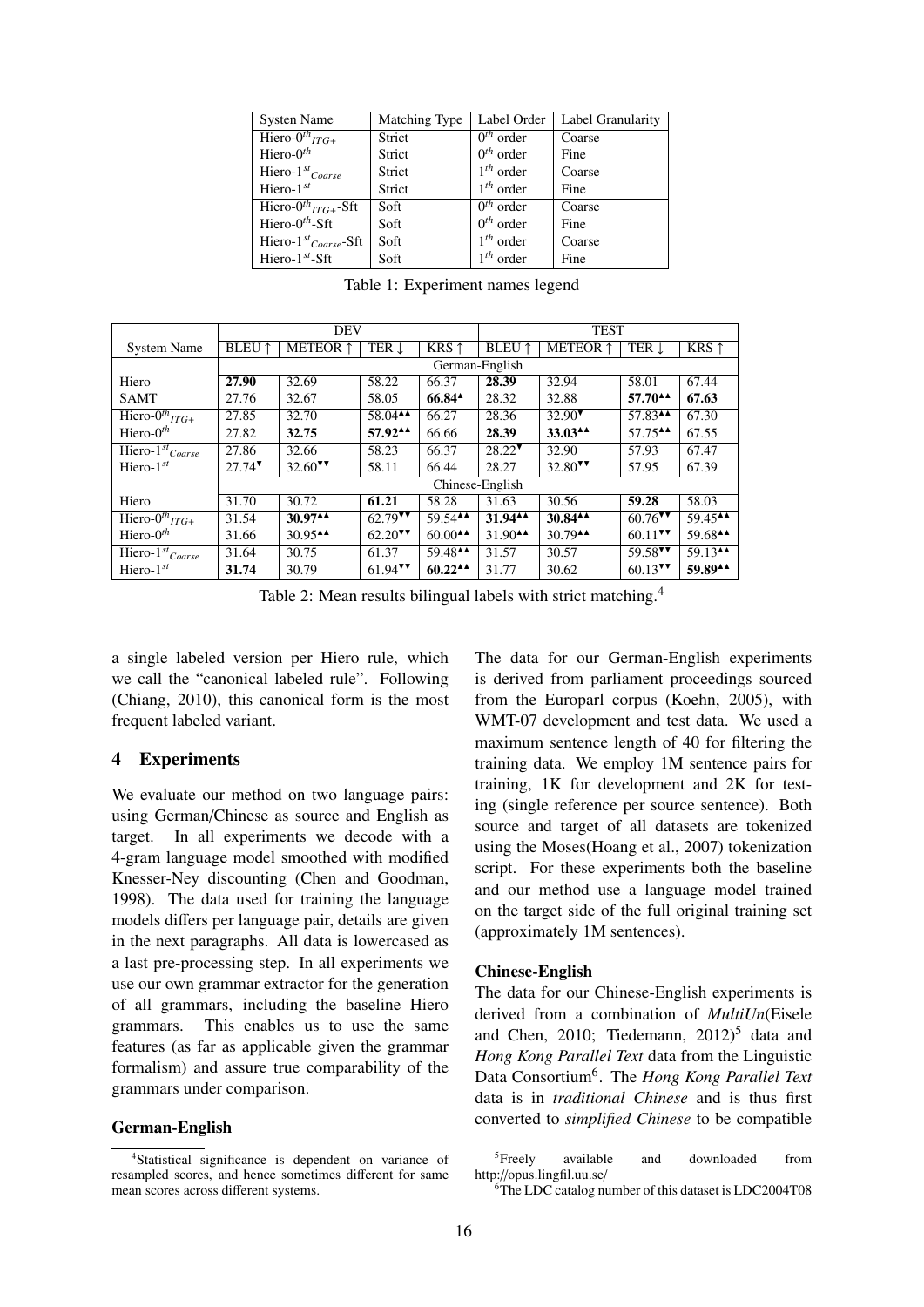| Systen Name | Matching Type | Label Order | Label Granularity |
|---|---|---|---|
| Hiero-$0^{th}{}_{ITG+}$ | Strict | $0^{th}$ order | Coarse |
| Hiero-$0^{th}$ | Strict | $0^{th}$ order | Fine |
| Hiero-$1^{st}{}_{Coarse}$ | Strict | $1^{th}$ order | Coarse |
| Hiero-$1^{st}$ | Strict | $1^{th}$ order | Fine |
| Hiero-$0^{th}{}_{ITG+}$-Sft | Soft | $0^{th}$ order | Coarse |
| Hiero-$0^{th}$-Sft | Soft | $0^{th}$ order | Fine |
| Hiero-$1^{st}{}_{Coarse}$-Sft | Soft | $1^{th}$ order | Coarse |
| Hiero-$1^{st}$-Sft | Soft | $1^{th}$ order | Fine |

Table 1: Experiment names legend

| | DEV | | | | TEST | | | |
|---|---|---|---|---|---|---|---|---|
| System Name | BLEU ↑ | METEOR ↑ | TER ↓ | KRS ↑ | BLEU ↑ | METEOR ↑ | TER ↓ | KRS ↑ |
| | German-English | | | | | | | |
| Hiero | **27.90** | 32.69 | 58.22 | 66.37 | **28.39** | 32.94 | 58.01 | 67.44 |
| SAMT | 27.76 | 32.67 | 58.05 | **66.84**▲ | 28.32 | 32.88 | **57.70**▲▲ | **67.63** |
| Hiero-$0^{th}{}_{ITG+}$ | 27.85 | 32.70 | 58.04▲▲ | 66.27 | 28.36 | 32.90▼ | 57.83▲▲ | 67.30 |
| Hiero-$0^{th}$ | 27.82 | **32.75** | **57.92**▲▲ | 66.66 | **28.39** | **33.03**▲▲ | 57.75▲▲ | 67.55 |
| Hiero-$1^{st}{}_{Coarse}$ | 27.86 | 32.66 | 58.23 | 66.37 | 28.22▼ | 32.90 | 57.93 | 67.47 |
| Hiero-$1^{st}$ | 27.74▼ | 32.60▼▼ | 58.11 | 66.44 | 28.27 | 32.80▼▼ | 57.95 | 67.39 |
| | Chinese-English | | | | | | | |
| Hiero | 31.70 | 30.72 | **61.21** | 58.28 | 31.63 | 30.56 | **59.28** | 58.03 |
| Hiero-$0^{th}{}_{ITG+}$ | 31.54 | **30.97**▲▲ | 62.79▼▼ | 59.54▲▲ | **31.94**▲▲ | **30.84**▲▲ | 60.76▼▼ | 59.45▲▲ |
| Hiero-$0^{th}$ | 31.66 | 30.95▲▲ | 62.20▼▼ | 60.00▲▲ | 31.90▲▲ | 30.79▲▲ | 60.11▼▼ | 59.68▲▲ |
| Hiero-$1^{st}{}_{Coarse}$ | 31.64 | 30.75 | 61.37 | 59.48▲▲ | 31.57 | 30.57 | 59.58▼▼ | 59.13▲▲ |
| Hiero-$1^{st}$ | **31.74** | 30.79 | 61.94▼▼ | **60.22**▲▲ | 31.77 | 30.62 | 60.13▼▼ | **59.89**▲▲ |

Table 2: Mean results bilingual labels with strict matching.[4]

a single labeled version per Hiero rule, which we call the "canonical labeled rule". Following (Chiang, 2010), this canonical form is the most frequent labeled variant.

## 4 Experiments

We evaluate our method on two language pairs: using German/Chinese as source and English as target. In all experiments we decode with a 4-gram language model smoothed with modified Knesser-Ney discounting (Chen and Goodman, 1998). The data used for training the language models differs per language pair, details are given in the next paragraphs. All data is lowercased as a last pre-processing step. In all experiments we use our own grammar extractor for the generation of all grammars, including the baseline Hiero grammars. This enables us to use the same features (as far as applicable given the grammar formalism) and assure true comparability of the grammars under comparison.

### German-English

The data for our German-English experiments is derived from parliament proceedings sourced from the Europarl corpus (Koehn, 2005), with WMT-07 development and test data. We used a maximum sentence length of 40 for filtering the training data. We employ 1M sentence pairs for training, 1K for development and 2K for testing (single reference per source sentence). Both source and target of all datasets are tokenized using the Moses(Hoang et al., 2007) tokenization script. For these experiments both the baseline and our method use a language model trained on the target side of the full original training set (approximately 1M sentences).

### Chinese-English

The data for our Chinese-English experiments is derived from a combination of *MultiUn*(Eisele and Chen, 2010; Tiedemann, 2012)[5] data and *Hong Kong Parallel Text* data from the Linguistic Data Consortium[6]. The *Hong Kong Parallel Text* data is in *traditional Chinese* and is thus first converted to *simplified Chinese* to be compatible

[4] Statistical significance is dependent on variance of resampled scores, and hence sometimes different for same mean scores across different systems.

[5] Freely available and downloaded from http://opus.lingfil.uu.se/

[6] The LDC catalog number of this dataset is LDC2004T08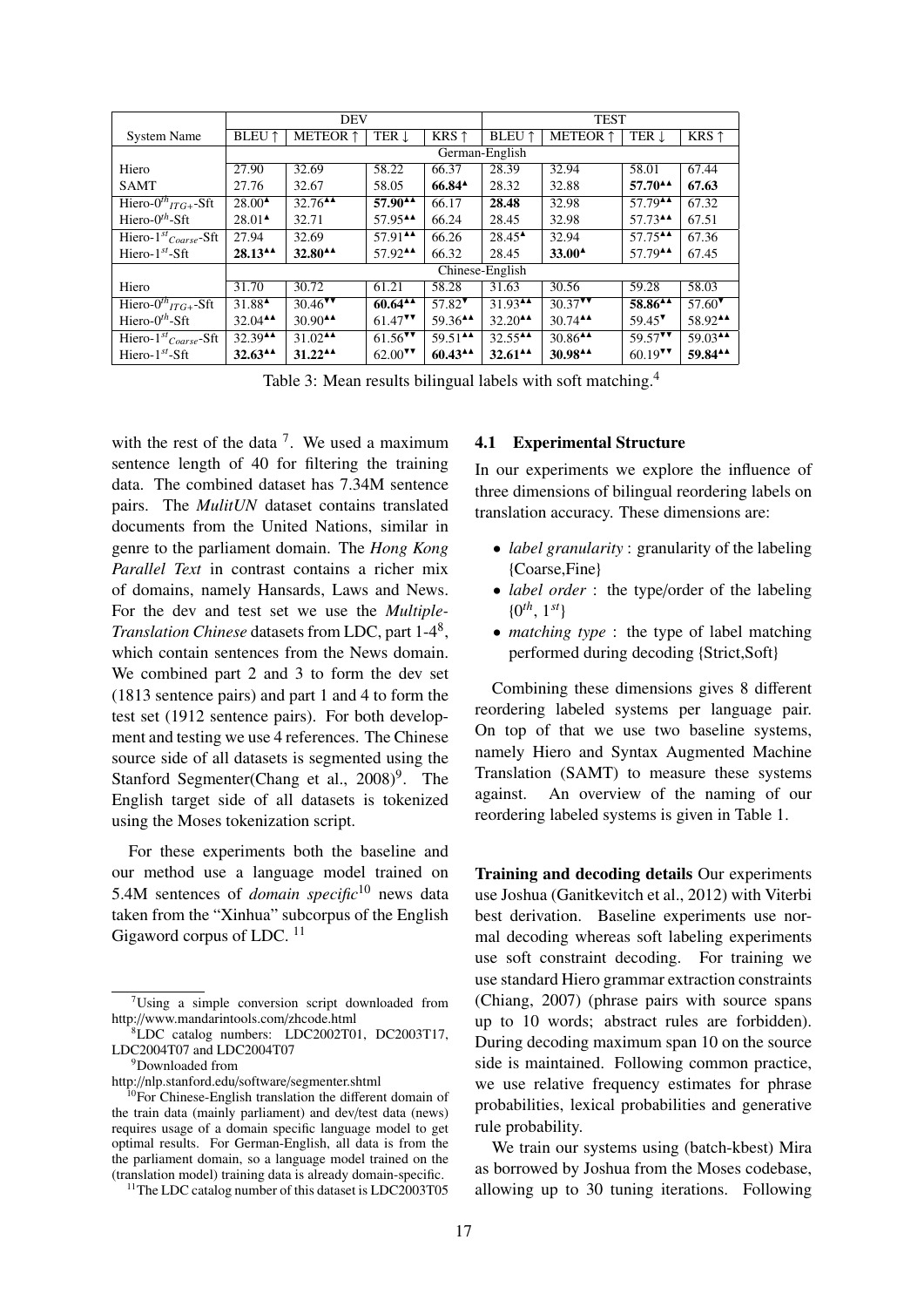| System Name | DEV | | | | TEST | | | |
|---|---|---|---|---|---|---|---|---|
| | BLEU ↑ | METEOR ↑ | TER ↓ | KRS ↑ | BLEU ↑ | METEOR ↑ | TER ↓ | KRS ↑ |
| | German-English | | | | | | | |
| Hiero | 27.90 | 32.69 | 58.22 | 66.37 | 28.39 | 32.94 | 58.01 | 67.44 |
| SAMT | 27.76 | 32.67 | 58.05 | **66.84**▲ | 28.32 | 32.88 | **57.70**▲▲ | **67.63** |
| Hiero-$0^{th}{}_{ITG+}$-Sft | 28.00▲ | 32.76▲▲ | **57.90**▲▲ | 66.17 | **28.48** | 32.98 | 57.79▲▲ | 67.32 |
| Hiero-$0^{th}$-Sft | 28.01▲ | 32.71 | 57.95▲▲ | 66.24 | 28.45 | 32.98 | 57.73▲▲ | 67.51 |
| Hiero-$1^{st}{}_{Coarse}$-Sft | 27.94 | 32.69 | 57.91▲▲ | 66.26 | 28.45▲ | 32.94 | 57.75▲▲ | 67.36 |
| Hiero-$1^{st}$-Sft | **28.13**▲▲ | **32.80**▲▲ | 57.92▲▲ | 66.32 | 28.45 | **33.00**▲ | 57.79▲▲ | 67.45 |
| | Chinese-English | | | | | | | |
| Hiero | 31.70 | 30.72 | 61.21 | 58.28 | 31.63 | 30.56 | 59.28 | 58.03 |
| Hiero-$0^{th}{}_{ITG+}$-Sft | 31.88▲ | 30.46▼▼ | **60.64**▲▲ | 57.82▼ | 31.93▲▲ | 30.37▼▼ | **58.86**▲▲ | 57.60▼ |
| Hiero-$0^{th}$-Sft | 32.04▲▲ | 30.90▲▲ | 61.47▼▼ | 59.36▲▲ | 32.20▲▲ | 30.74▲▲ | 59.45▼ | 58.92▲▲ |
| Hiero-$1^{st}{}_{Coarse}$-Sft | 32.39▲▲ | 31.02▲▲ | 61.56▼▼ | 59.51▲▲ | 32.55▲▲ | 30.86▲▲ | 59.57▼▼ | 59.03▲▲ |
| Hiero-$1^{st}$-Sft | **32.63**▲▲ | **31.22**▲▲ | 62.00▼▼ | **60.43**▲▲ | **32.61**▲▲ | **30.98**▲▲ | 60.19▼▼ | **59.84**▲▲ |

Table 3: Mean results bilingual labels with soft matching.[4]

with the rest of the data [7]. We used a maximum sentence length of 40 for filtering the training data. The combined dataset has 7.34M sentence pairs. The *MulitUN* dataset contains translated documents from the United Nations, similar in genre to the parliament domain. The *Hong Kong Parallel Text* in contrast contains a richer mix of domains, namely Hansards, Laws and News. For the dev and test set we use the *Multiple-Translation Chinese* datasets from LDC, part 1-4[8], which contain sentences from the News domain. We combined part 2 and 3 to form the dev set (1813 sentence pairs) and part 1 and 4 to form the test set (1912 sentence pairs). For both development and testing we use 4 references. The Chinese source side of all datasets is segmented using the Stanford Segmenter(Chang et al., 2008)[9]. The English target side of all datasets is tokenized using the Moses tokenization script.

For these experiments both the baseline and our method use a language model trained on 5.4M sentences of *domain specific*[10] news data taken from the "Xinhua" subcorpus of the English Gigaword corpus of LDC. [11]

### 4.1 Experimental Structure

In our experiments we explore the influence of three dimensions of bilingual reordering labels on translation accuracy. These dimensions are:

- *label granularity* : granularity of the labeling {Coarse,Fine}
- *label order* : the type/order of the labeling {$0^{th}$, $1^{st}$}
- *matching type* : the type of label matching performed during decoding {Strict,Soft}

Combining these dimensions gives 8 different reordering labeled systems per language pair. On top of that we use two baseline systems, namely Hiero and Syntax Augmented Machine Translation (SAMT) to measure these systems against. An overview of the naming of our reordering labeled systems is given in Table 1.

**Training and decoding details** Our experiments use Joshua (Ganitkevitch et al., 2012) with Viterbi best derivation. Baseline experiments use normal decoding whereas soft labeling experiments use soft constraint decoding. For training we use standard Hiero grammar extraction constraints (Chiang, 2007) (phrase pairs with source spans up to 10 words; abstract rules are forbidden). During decoding maximum span 10 on the source side is maintained. Following common practice, we use relative frequency estimates for phrase probabilities, lexical probabilities and generative rule probability.

We train our systems using (batch-kbest) Mira as borrowed by Joshua from the Moses codebase, allowing up to 30 tuning iterations. Following

[7] Using a simple conversion script downloaded from http://www.mandarintools.com/zhcode.html

[8] LDC catalog numbers: LDC2002T01, DC2003T17, LDC2004T07 and LDC2004T07

[9] Downloaded from http://nlp.stanford.edu/software/segmenter.shtml

[10] For Chinese-English translation the different domain of the train data (mainly parliament) and dev/test data (news) requires usage of a domain specific language model to get optimal results. For German-English, all data is from the the parliament domain, so a language model trained on the (translation model) training data is already domain-specific.

[11] The LDC catalog number of this dataset is LDC2003T05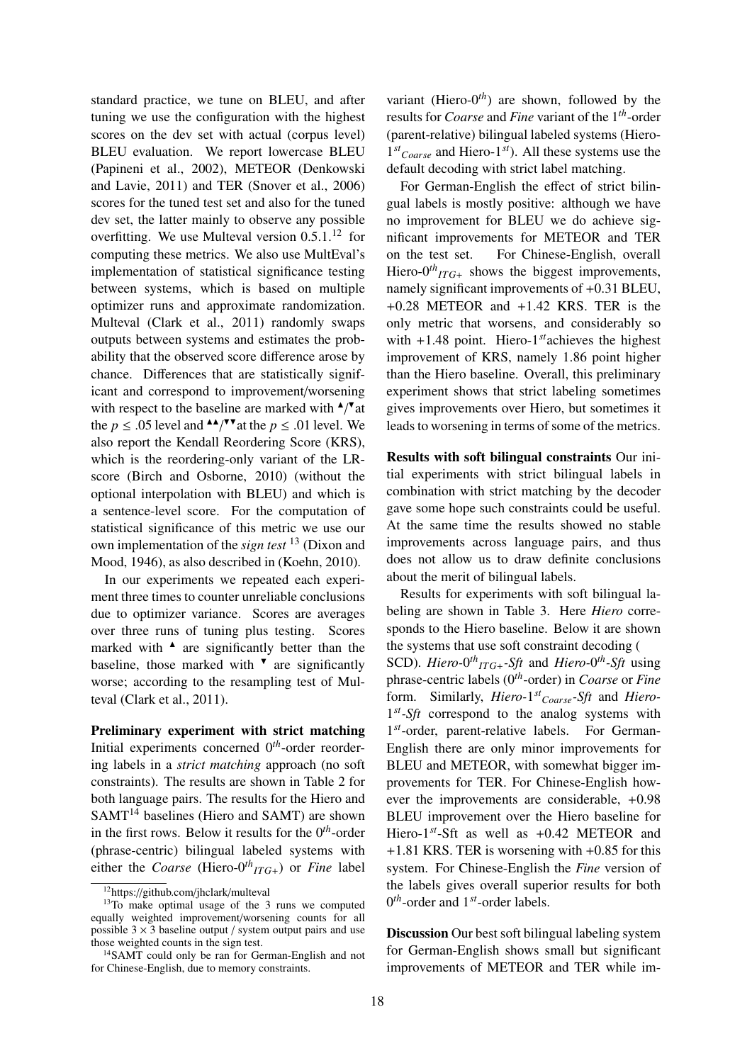standard practice, we tune on BLEU, and after tuning we use the configuration with the highest scores on the dev set with actual (corpus level) BLEU evaluation. We report lowercase BLEU (Papineni et al., 2002), METEOR (Denkowski and Lavie, 2011) and TER (Snover et al., 2006) scores for the tuned test set and also for the tuned dev set, the latter mainly to observe any possible overfitting. We use Multeval version 0.5.1.[12] for computing these metrics. We also use MultEval's implementation of statistical significance testing between systems, which is based on multiple optimizer runs and approximate randomization. Multeval (Clark et al., 2011) randomly swaps outputs between systems and estimates the probability that the observed score difference arose by chance. Differences that are statistically significant and correspond to improvement/worsening with respect to the baseline are marked with ▲/▼ at the $p \leq .05$ level and ▲▲/▼▼ at the $p \leq .01$ level. We also report the Kendall Reordering Score (KRS), which is the reordering-only variant of the LR-score (Birch and Osborne, 2010) (without the optional interpolation with BLEU) and which is a sentence-level score. For the computation of statistical significance of this metric we use our own implementation of the *sign test* [13] (Dixon and Mood, 1946), as also described in (Koehn, 2010).

In our experiments we repeated each experiment three times to counter unreliable conclusions due to optimizer variance. Scores are averages over three runs of tuning plus testing. Scores marked with ▲ are significantly better than the baseline, those marked with ▼ are significantly worse; according to the resampling test of Multeval (Clark et al., 2011).

**Preliminary experiment with strict matching** Initial experiments concerned $0^{th}$-order reordering labels in a *strict matching* approach (no soft constraints). The results are shown in Table 2 for both language pairs. The results for the Hiero and SAMT[14] baselines (Hiero and SAMT) are shown in the first rows. Below it results for the $0^{th}$-order (phrase-centric) bilingual labeled systems with either the *Coarse* (Hiero-$0^{th}{}_{ITG+}$) or *Fine* label variant (Hiero-$0^{th}$) are shown, followed by the results for *Coarse* and *Fine* variant of the $1^{th}$-order (parent-relative) bilingual labeled systems (Hiero-$1^{st}{}_{Coarse}$ and Hiero-$1^{st}$). All these systems use the default decoding with strict label matching.

For German-English the effect of strict bilingual labels is mostly positive: although we have no improvement for BLEU we do achieve significant improvements for METEOR and TER on the test set. For Chinese-English, overall Hiero-$0^{th}{}_{ITG+}$ shows the biggest improvements, namely significant improvements of +0.31 BLEU, +0.28 METEOR and +1.42 KRS. TER is the only metric that worsens, and considerably so with +1.48 point. Hiero-$1^{st}$achieves the highest improvement of KRS, namely 1.86 point higher than the Hiero baseline. Overall, this preliminary experiment shows that strict labeling sometimes gives improvements over Hiero, but sometimes it leads to worsening in terms of some of the metrics.

**Results with soft bilingual constraints** Our initial experiments with strict bilingual labels in combination with strict matching by the decoder gave some hope such constraints could be useful. At the same time the results showed no stable improvements across language pairs, and thus does not allow us to draw definite conclusions about the merit of bilingual labels.

Results for experiments with soft bilingual labeling are shown in Table 3. Here *Hiero* corresponds to the Hiero baseline. Below it are shown the systems that use soft constraint decoding ( SCD). *Hiero-$0^{th}{}_{ITG+}$-Sft* and *Hiero-$0^{th}$-Sft* using phrase-centric labels ($0^{th}$-order) in *Coarse* or *Fine* form. Similarly, *Hiero-$1^{st}{}_{Coarse}$-Sft* and *Hiero-$1^{st}$-Sft* correspond to the analog systems with $1^{st}$-order, parent-relative labels. For German-English there are only minor improvements for BLEU and METEOR, with somewhat bigger improvements for TER. For Chinese-English however the improvements are considerable, +0.98 BLEU improvement over the Hiero baseline for Hiero-$1^{st}$-Sft as well as +0.42 METEOR and +1.81 KRS. TER is worsening with +0.85 for this system. For Chinese-English the *Fine* version of the labels gives overall superior results for both $0^{th}$-order and $1^{st}$-order labels.

**Discussion** Our best soft bilingual labeling system for German-English shows small but significant improvements of METEOR and TER while im-

[12] https://github.com/jhclark/multeval

[13] To make optimal usage of the 3 runs we computed equally weighted improvement/worsening counts for all possible $3 \times 3$ baseline output / system output pairs and use those weighted counts in the sign test.

[14] SAMT could only be ran for German-English and not for Chinese-English, due to memory constraints.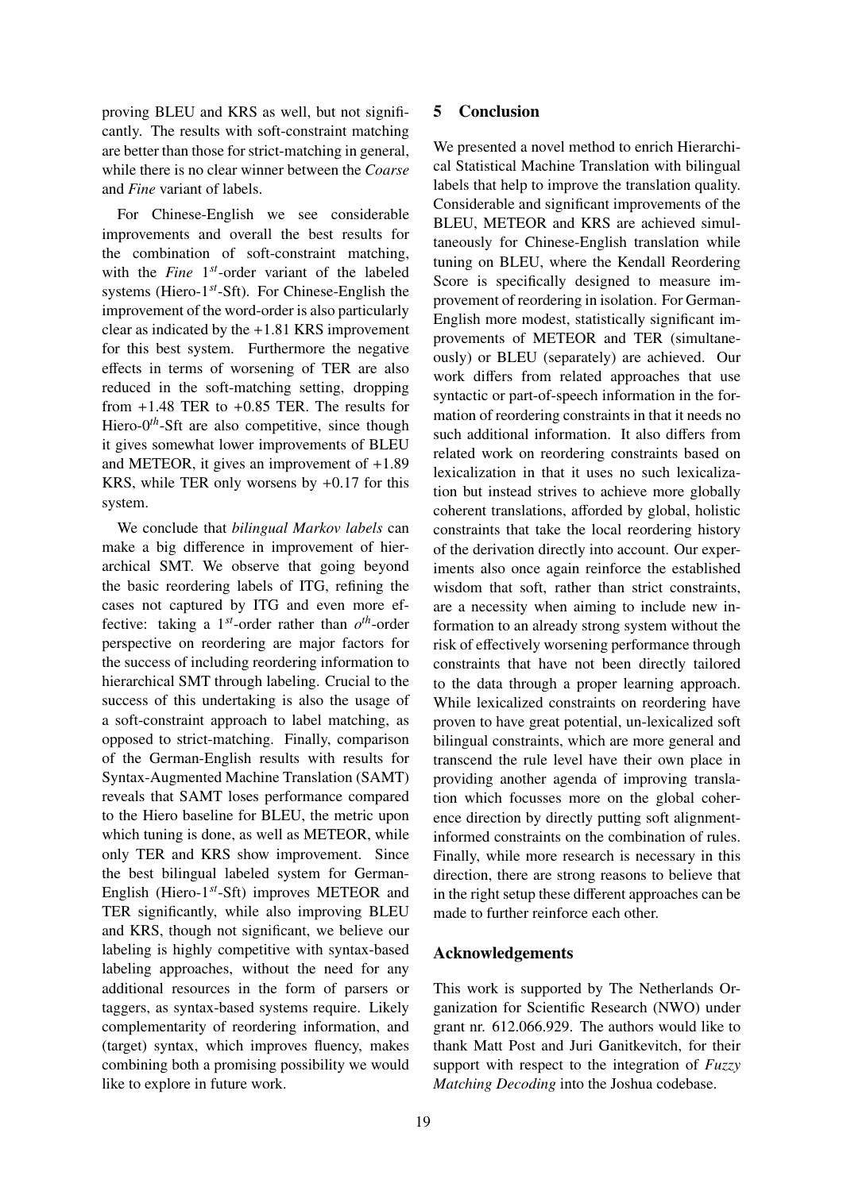proving BLEU and KRS as well, but not significantly. The results with soft-constraint matching are better than those for strict-matching in general, while there is no clear winner between the *Coarse* and *Fine* variant of labels.

For Chinese-English we see considerable improvements and overall the best results for the combination of soft-constraint matching, with the *Fine* $1^{st}$-order variant of the labeled systems (Hiero-$1^{st}$-Sft). For Chinese-English the improvement of the word-order is also particularly clear as indicated by the +1.81 KRS improvement for this best system. Furthermore the negative effects in terms of worsening of TER are also reduced in the soft-matching setting, dropping from +1.48 TER to +0.85 TER. The results for Hiero-$0^{th}$-Sft are also competitive, since though it gives somewhat lower improvements of BLEU and METEOR, it gives an improvement of +1.89 KRS, while TER only worsens by +0.17 for this system.

We conclude that *bilingual Markov labels* can make a big difference in improvement of hierarchical SMT. We observe that going beyond the basic reordering labels of ITG, refining the cases not captured by ITG and even more effective: taking a $1^{st}$-order rather than $o^{th}$-order perspective on reordering are major factors for the success of including reordering information to hierarchical SMT through labeling. Crucial to the success of this undertaking is also the usage of a soft-constraint approach to label matching, as opposed to strict-matching. Finally, comparison of the German-English results with results for Syntax-Augmented Machine Translation (SAMT) reveals that SAMT loses performance compared to the Hiero baseline for BLEU, the metric upon which tuning is done, as well as METEOR, while only TER and KRS show improvement. Since the best bilingual labeled system for German-English (Hiero-$1^{st}$-Sft) improves METEOR and TER significantly, while also improving BLEU and KRS, though not significant, we believe our labeling is highly competitive with syntax-based labeling approaches, without the need for any additional resources in the form of parsers or taggers, as syntax-based systems require. Likely complementarity of reordering information, and (target) syntax, which improves fluency, makes combining both a promising possibility we would like to explore in future work.

## 5 Conclusion

We presented a novel method to enrich Hierarchical Statistical Machine Translation with bilingual labels that help to improve the translation quality. Considerable and significant improvements of the BLEU, METEOR and KRS are achieved simultaneously for Chinese-English translation while tuning on BLEU, where the Kendall Reordering Score is specifically designed to measure improvement of reordering in isolation. For German-English more modest, statistically significant improvements of METEOR and TER (simultaneously) or BLEU (separately) are achieved. Our work differs from related approaches that use syntactic or part-of-speech information in the formation of reordering constraints in that it needs no such additional information. It also differs from related work on reordering constraints based on lexicalization in that it uses no such lexicalization but instead strives to achieve more globally coherent translations, afforded by global, holistic constraints that take the local reordering history of the derivation directly into account. Our experiments also once again reinforce the established wisdom that soft, rather than strict constraints, are a necessity when aiming to include new information to an already strong system without the risk of effectively worsening performance through constraints that have not been directly tailored to the data through a proper learning approach. While lexicalized constraints on reordering have proven to have great potential, un-lexicalized soft bilingual constraints, which are more general and transcend the rule level have their own place in providing another agenda of improving translation which focusses more on the global coherence direction by directly putting soft alignment-informed constraints on the combination of rules. Finally, while more research is necessary in this direction, there are strong reasons to believe that in the right setup these different approaches can be made to further reinforce each other.

## Acknowledgements

This work is supported by The Netherlands Organization for Scientific Research (NWO) under grant nr. 612.066.929. The authors would like to thank Matt Post and Juri Ganitkevitch, for their support with respect to the integration of *Fuzzy Matching Decoding* into the Joshua codebase.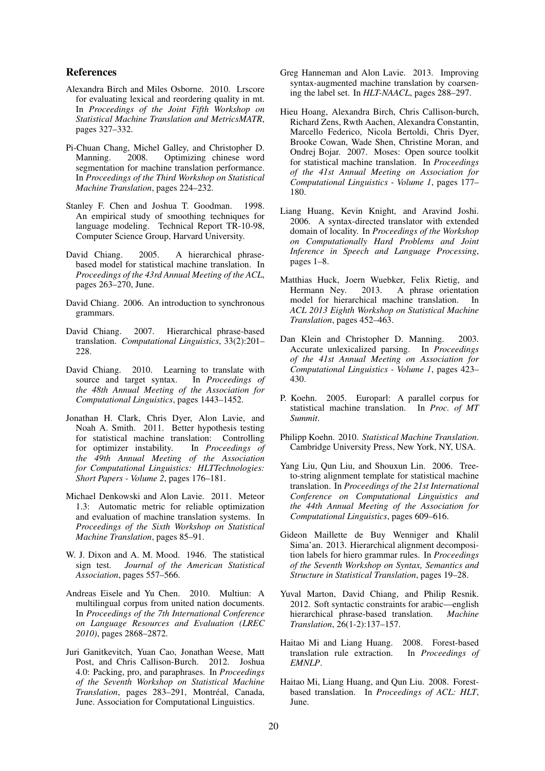## References

Alexandra Birch and Miles Osborne. 2010. Lrscore for evaluating lexical and reordering quality in mt. In *Proceedings of the Joint Fifth Workshop on Statistical Machine Translation and MetricsMATR*, pages 327–332.

Pi-Chuan Chang, Michel Galley, and Christopher D. Manning. 2008. Optimizing chinese word segmentation for machine translation performance. In *Proceedings of the Third Workshop on Statistical Machine Translation*, pages 224–232.

Stanley F. Chen and Joshua T. Goodman. 1998. An empirical study of smoothing techniques for language modeling. Technical Report TR-10-98, Computer Science Group, Harvard University.

David Chiang. 2005. A hierarchical phrase-based model for statistical machine translation. In *Proceedings of the 43rd Annual Meeting of the ACL*, pages 263–270, June.

David Chiang. 2006. An introduction to synchronous grammars.

David Chiang. 2007. Hierarchical phrase-based translation. *Computational Linguistics*, 33(2):201–228.

David Chiang. 2010. Learning to translate with source and target syntax. In *Proceedings of the 48th Annual Meeting of the Association for Computational Linguistics*, pages 1443–1452.

Jonathan H. Clark, Chris Dyer, Alon Lavie, and Noah A. Smith. 2011. Better hypothesis testing for statistical machine translation: Controlling for optimizer instability. In *Proceedings of the 49th Annual Meeting of the Association for Computational Linguistics: HLTTechnologies: Short Papers - Volume 2*, pages 176–181.

Michael Denkowski and Alon Lavie. 2011. Meteor 1.3: Automatic metric for reliable optimization and evaluation of machine translation systems. In *Proceedings of the Sixth Workshop on Statistical Machine Translation*, pages 85–91.

W. J. Dixon and A. M. Mood. 1946. The statistical sign test. *Journal of the American Statistical Association*, pages 557–566.

Andreas Eisele and Yu Chen. 2010. Multiun: A multilingual corpus from united nation documents. In *Proceedings of the 7th International Conference on Language Resources and Evaluation (LREC 2010)*, pages 2868–2872.

Juri Ganitkevitch, Yuan Cao, Jonathan Weese, Matt Post, and Chris Callison-Burch. 2012. Joshua 4.0: Packing, pro, and paraphrases. In *Proceedings of the Seventh Workshop on Statistical Machine Translation*, pages 283–291, Montréal, Canada, June. Association for Computational Linguistics.

Greg Hanneman and Alon Lavie. 2013. Improving syntax-augmented machine translation by coarsening the label set. In *HLT-NAACL*, pages 288–297.

Hieu Hoang, Alexandra Birch, Chris Callison-burch, Richard Zens, Rwth Aachen, Alexandra Constantin, Marcello Federico, Nicola Bertoldi, Chris Dyer, Brooke Cowan, Wade Shen, Christine Moran, and Ondrej Bojar. 2007. Moses: Open source toolkit for statistical machine translation. In *Proceedings of the 41st Annual Meeting on Association for Computational Linguistics - Volume 1*, pages 177–180.

Liang Huang, Kevin Knight, and Aravind Joshi. 2006. A syntax-directed translator with extended domain of locality. In *Proceedings of the Workshop on Computationally Hard Problems and Joint Inference in Speech and Language Processing*, pages 1–8.

Matthias Huck, Joern Wuebker, Felix Rietig, and Hermann Ney. 2013. A phrase orientation model for hierarchical machine translation. In *ACL 2013 Eighth Workshop on Statistical Machine Translation*, pages 452–463.

Dan Klein and Christopher D. Manning. 2003. Accurate unlexicalized parsing. In *Proceedings of the 41st Annual Meeting on Association for Computational Linguistics - Volume 1*, pages 423–430.

P. Koehn. 2005. Europarl: A parallel corpus for statistical machine translation. In *Proc. of MT Summit*.

Philipp Koehn. 2010. *Statistical Machine Translation*. Cambridge University Press, New York, NY, USA.

Yang Liu, Qun Liu, and Shouxun Lin. 2006. Tree-to-string alignment template for statistical machine translation. In *Proceedings of the 21st International Conference on Computational Linguistics and the 44th Annual Meeting of the Association for Computational Linguistics*, pages 609–616.

Gideon Maillette de Buy Wenniger and Khalil Sima'an. 2013. Hierarchical alignment decomposition labels for hiero grammar rules. In *Proceedings of the Seventh Workshop on Syntax, Semantics and Structure in Statistical Translation*, pages 19–28.

Yuval Marton, David Chiang, and Philip Resnik. 2012. Soft syntactic constraints for arabic—english hierarchical phrase-based translation. *Machine Translation*, 26(1-2):137–157.

Haitao Mi and Liang Huang. 2008. Forest-based translation rule extraction. In *Proceedings of EMNLP*.

Haitao Mi, Liang Huang, and Qun Liu. 2008. Forest-based translation. In *Proceedings of ACL: HLT*, June.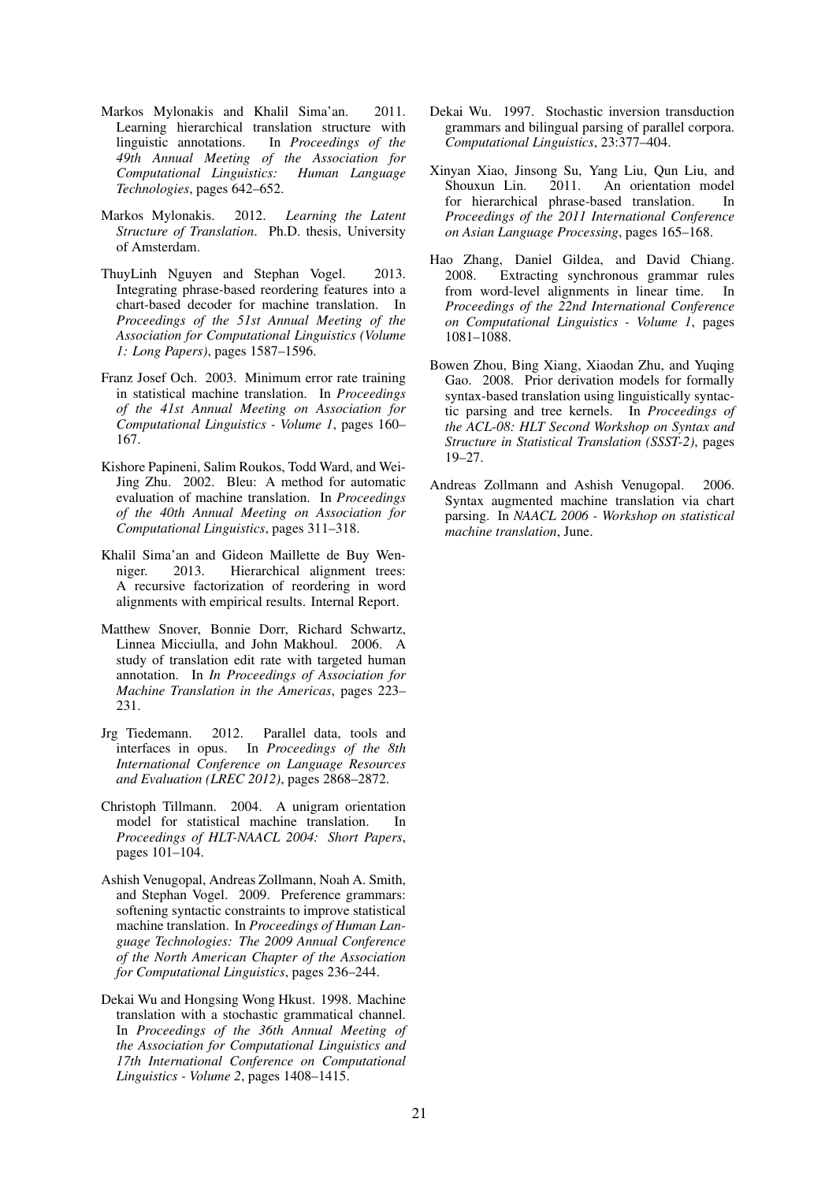Markos Mylonakis and Khalil Sima'an. 2011. Learning hierarchical translation structure with linguistic annotations. In *Proceedings of the 49th Annual Meeting of the Association for Computational Linguistics: Human Language Technologies*, pages 642–652.

Markos Mylonakis. 2012. *Learning the Latent Structure of Translation*. Ph.D. thesis, University of Amsterdam.

ThuyLinh Nguyen and Stephan Vogel. 2013. Integrating phrase-based reordering features into a chart-based decoder for machine translation. In *Proceedings of the 51st Annual Meeting of the Association for Computational Linguistics (Volume 1: Long Papers)*, pages 1587–1596.

Franz Josef Och. 2003. Minimum error rate training in statistical machine translation. In *Proceedings of the 41st Annual Meeting on Association for Computational Linguistics - Volume 1*, pages 160–167.

Kishore Papineni, Salim Roukos, Todd Ward, and Wei-Jing Zhu. 2002. Bleu: A method for automatic evaluation of machine translation. In *Proceedings of the 40th Annual Meeting on Association for Computational Linguistics*, pages 311–318.

Khalil Sima'an and Gideon Maillette de Buy Wenniger. 2013. Hierarchical alignment trees: A recursive factorization of reordering in word alignments with empirical results. Internal Report.

Matthew Snover, Bonnie Dorr, Richard Schwartz, Linnea Micciulla, and John Makhoul. 2006. A study of translation edit rate with targeted human annotation. In *In Proceedings of Association for Machine Translation in the Americas*, pages 223–231.

Jrg Tiedemann. 2012. Parallel data, tools and interfaces in opus. In *Proceedings of the 8th International Conference on Language Resources and Evaluation (LREC 2012)*, pages 2868–2872.

Christoph Tillmann. 2004. A unigram orientation model for statistical machine translation. In *Proceedings of HLT-NAACL 2004: Short Papers*, pages 101–104.

Ashish Venugopal, Andreas Zollmann, Noah A. Smith, and Stephan Vogel. 2009. Preference grammars: softening syntactic constraints to improve statistical machine translation. In *Proceedings of Human Language Technologies: The 2009 Annual Conference of the North American Chapter of the Association for Computational Linguistics*, pages 236–244.

Dekai Wu and Hongsing Wong Hkust. 1998. Machine translation with a stochastic grammatical channel. In *Proceedings of the 36th Annual Meeting of the Association for Computational Linguistics and 17th International Conference on Computational Linguistics - Volume 2*, pages 1408–1415.

Dekai Wu. 1997. Stochastic inversion transduction grammars and bilingual parsing of parallel corpora. *Computational Linguistics*, 23:377–404.

Xinyan Xiao, Jinsong Su, Yang Liu, Qun Liu, and Shouxun Lin. 2011. An orientation model for hierarchical phrase-based translation. In *Proceedings of the 2011 International Conference on Asian Language Processing*, pages 165–168.

Hao Zhang, Daniel Gildea, and David Chiang. 2008. Extracting synchronous grammar rules from word-level alignments in linear time. In *Proceedings of the 22nd International Conference on Computational Linguistics - Volume 1*, pages 1081–1088.

Bowen Zhou, Bing Xiang, Xiaodan Zhu, and Yuqing Gao. 2008. Prior derivation models for formally syntax-based translation using linguistically syntactic parsing and tree kernels. In *Proceedings of the ACL-08: HLT Second Workshop on Syntax and Structure in Statistical Translation (SSST-2)*, pages 19–27.

Andreas Zollmann and Ashish Venugopal. 2006. Syntax augmented machine translation via chart parsing. In *NAACL 2006 - Workshop on statistical machine translation*, June.